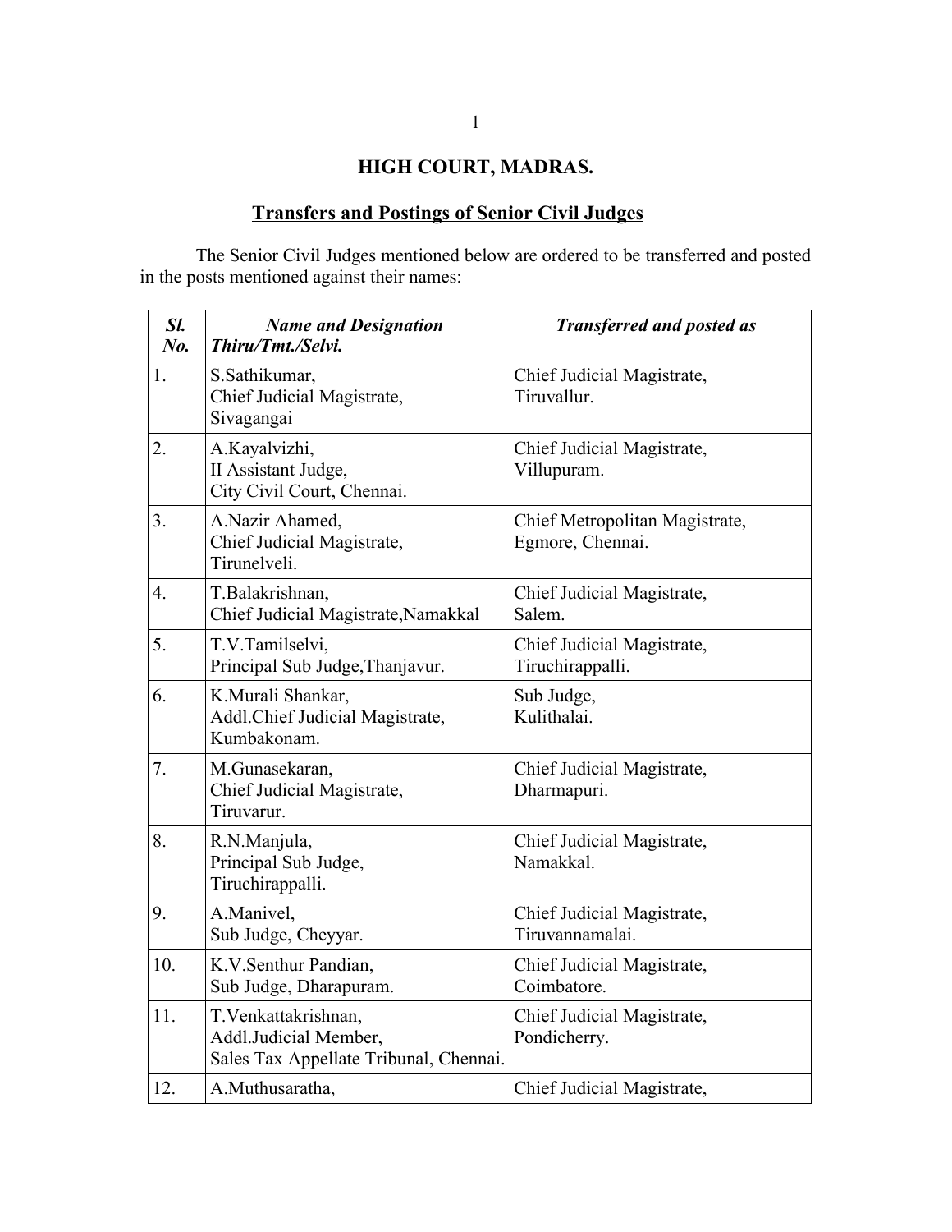# HIGH COURT, MADRAS.

## Transfers and Postings of Senior Civil Judges

The Senior Civil Judges mentioned below are ordered to be transferred and posted in the posts mentioned against their names:

| *Sl. No.* | *Name and Designation Thiru/Tmt./Selvi.* | *Transferred and posted as* |
|---|---|---|
| 1. | S.Sathikumar, Chief Judicial Magistrate, Sivagangai | Chief Judicial Magistrate, Tiruvallur. |
| 2. | A.Kayalvizhi, II Assistant Judge, City Civil Court, Chennai. | Chief Judicial Magistrate, Villupuram. |
| 3. | A.Nazir Ahamed, Chief Judicial Magistrate, Tirunelveli. | Chief Metropolitan Magistrate, Egmore, Chennai. |
| 4. | T.Balakrishnan, Chief Judicial Magistrate,Namakkal | Chief Judicial Magistrate, Salem. |
| 5. | T.V.Tamilselvi, Principal Sub Judge,Thanjavur. | Chief Judicial Magistrate, Tiruchirappalli. |
| 6. | K.Murali Shankar, Addl.Chief Judicial Magistrate, Kumbakonam. | Sub Judge, Kulithalai. |
| 7. | M.Gunasekaran, Chief Judicial Magistrate, Tiruvarur. | Chief Judicial Magistrate, Dharmapuri. |
| 8. | R.N.Manjula, Principal Sub Judge, Tiruchirappalli. | Chief Judicial Magistrate, Namakkal. |
| 9. | A.Manivel, Sub Judge, Cheyyar. | Chief Judicial Magistrate, Tiruvannamalai. |
| 10. | K.V.Senthur Pandian, Sub Judge, Dharapuram. | Chief Judicial Magistrate, Coimbatore. |
| 11. | T.Venkattakrishnan, Addl.Judicial Member, Sales Tax Appellate Tribunal, Chennai. | Chief Judicial Magistrate, Pondicherry. |
| 12. | A.Muthusaratha, | Chief Judicial Magistrate, |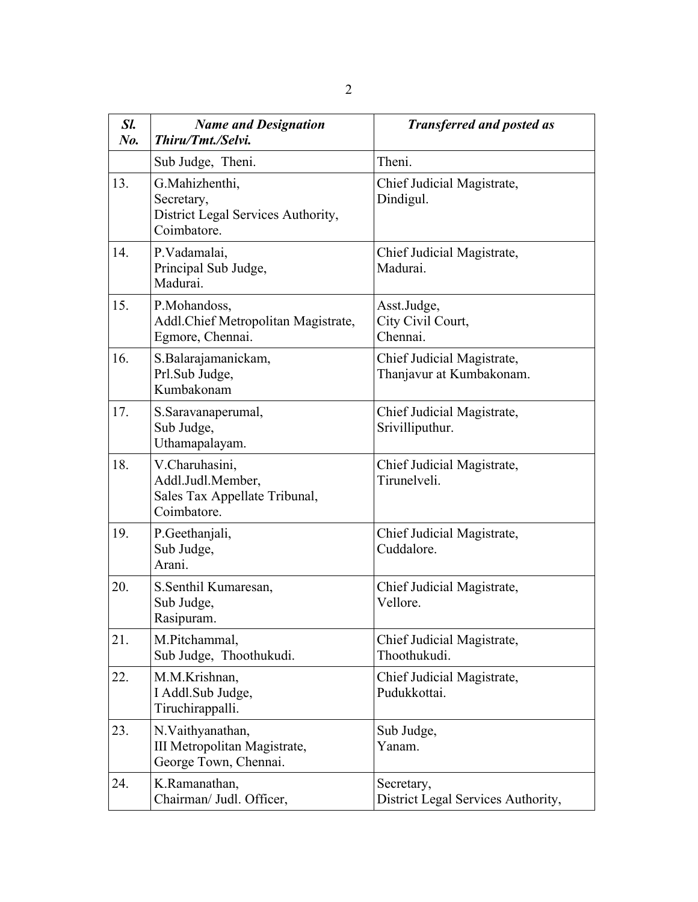| *Sl. No.* | *Name and Designation Thiru/Tmt./Selvi.* | *Transferred and posted as* |
|---|---|---|
| | Sub Judge, Theni. | Theni. |
| 13. | G.Mahizhenthi, Secretary, District Legal Services Authority, Coimbatore. | Chief Judicial Magistrate, Dindigul. |
| 14. | P.Vadamalai, Principal Sub Judge, Madurai. | Chief Judicial Magistrate, Madurai. |
| 15. | P.Mohandoss, Addl.Chief Metropolitan Magistrate, Egmore, Chennai. | Asst.Judge, City Civil Court, Chennai. |
| 16. | S.Balarajamanickam, Prl.Sub Judge, Kumbakonam | Chief Judicial Magistrate, Thanjavur at Kumbakonam. |
| 17. | S.Saravanaperumal, Sub Judge, Uthamapalayam. | Chief Judicial Magistrate, Srivilliputhur. |
| 18. | V.Charuhasini, Addl.Judl.Member, Sales Tax Appellate Tribunal, Coimbatore. | Chief Judicial Magistrate, Tirunelveli. |
| 19. | P.Geethanjali, Sub Judge, Arani. | Chief Judicial Magistrate, Cuddalore. |
| 20. | S.Senthil Kumaresan, Sub Judge, Rasipuram. | Chief Judicial Magistrate, Vellore. |
| 21. | M.Pitchammal, Sub Judge, Thoothukudi. | Chief Judicial Magistrate, Thoothukudi. |
| 22. | M.M.Krishnan, I Addl.Sub Judge, Tiruchirappalli. | Chief Judicial Magistrate, Pudukkottai. |
| 23. | N.Vaithyanathan, III Metropolitan Magistrate, George Town, Chennai. | Sub Judge, Yanam. |
| 24. | K.Ramanathan, Chairman/ Judl. Officer, | Secretary, District Legal Services Authority, |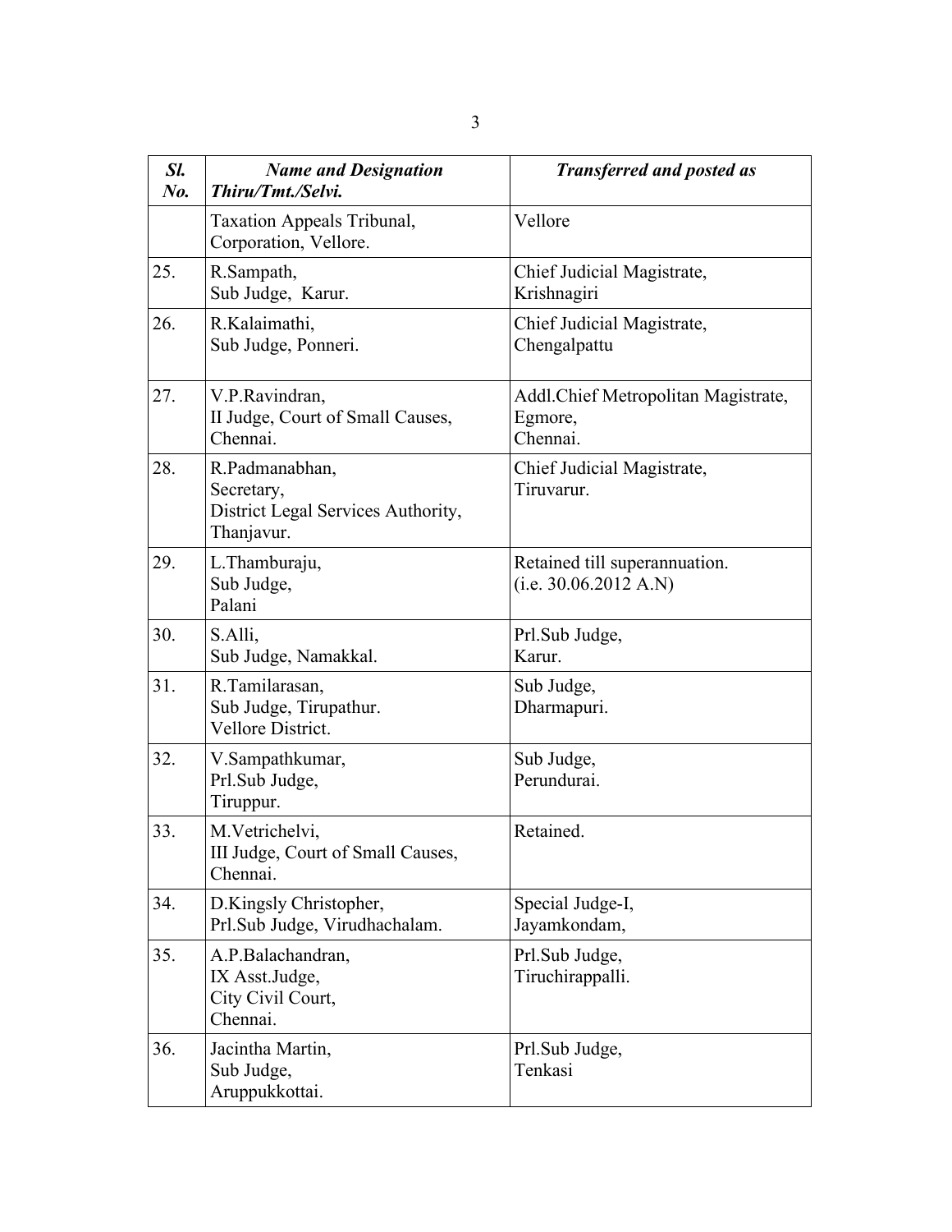| Sl. No. | Name and Designation Thiru/Tmt./Selvi. | Transferred and posted as |
|---|---|---|
| | Taxation Appeals Tribunal, Corporation, Vellore. | Vellore |
| 25. | R.Sampath, Sub Judge, Karur. | Chief Judicial Magistrate, Krishnagiri |
| 26. | R.Kalaimathi, Sub Judge, Ponneri. | Chief Judicial Magistrate, Chengalpattu |
| 27. | V.P.Ravindran, II Judge, Court of Small Causes, Chennai. | Addl.Chief Metropolitan Magistrate, Egmore, Chennai. |
| 28. | R.Padmanabhan, Secretary, District Legal Services Authority, Thanjavur. | Chief Judicial Magistrate, Tiruvarur. |
| 29. | L.Thamburaju, Sub Judge, Palani | Retained till superannuation. (i.e. 30.06.2012 A.N) |
| 30. | S.Alli, Sub Judge, Namakkal. | Prl.Sub Judge, Karur. |
| 31. | R.Tamilarasan, Sub Judge, Tirupathur. Vellore District. | Sub Judge, Dharmapuri. |
| 32. | V.Sampathkumar, Prl.Sub Judge, Tiruppur. | Sub Judge, Perundurai. |
| 33. | M.Vetrichelvi, III Judge, Court of Small Causes, Chennai. | Retained. |
| 34. | D.Kingsly Christopher, Prl.Sub Judge, Virudhachalam. | Special Judge-I, Jayamkondam, |
| 35. | A.P.Balachandran, IX Asst.Judge, City Civil Court, Chennai. | Prl.Sub Judge, Tiruchirappalli. |
| 36. | Jacintha Martin, Sub Judge, Aruppukkottai. | Prl.Sub Judge, Tenkasi |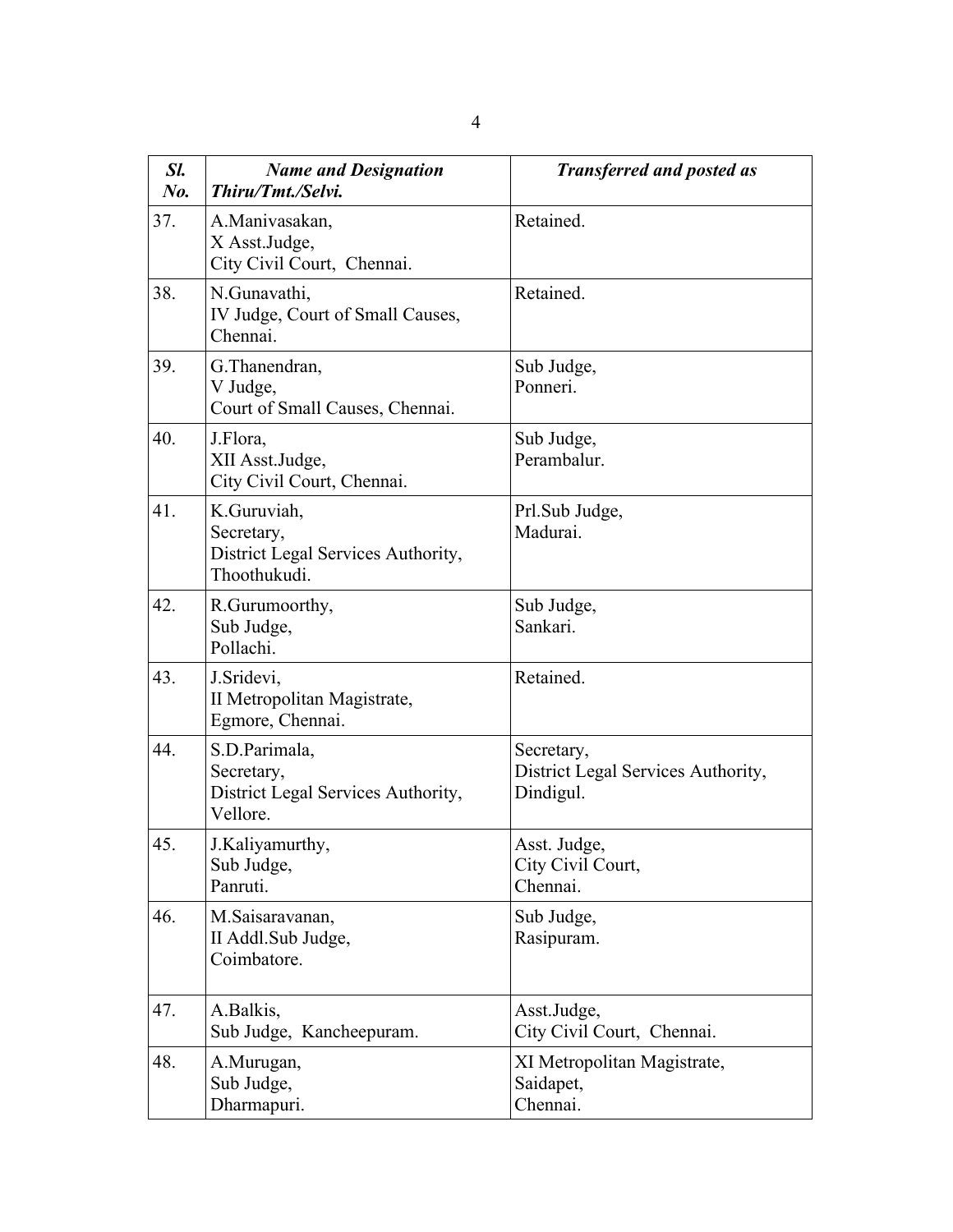| *Sl. No.* | *Name and Designation Thiru/Tmt./Selvi.* | *Transferred and posted as* |
|---|---|---|
| 37. | A.Manivasakan, X Asst.Judge, City Civil Court, Chennai. | Retained. |
| 38. | N.Gunavathi, IV Judge, Court of Small Causes, Chennai. | Retained. |
| 39. | G.Thanendran, V Judge, Court of Small Causes, Chennai. | Sub Judge, Ponneri. |
| 40. | J.Flora, XII Asst.Judge, City Civil Court, Chennai. | Sub Judge, Perambalur. |
| 41. | K.Guruviah, Secretary, District Legal Services Authority, Thoothukudi. | Prl.Sub Judge, Madurai. |
| 42. | R.Gurumoorthy, Sub Judge, Pollachi. | Sub Judge, Sankari. |
| 43. | J.Sridevi, II Metropolitan Magistrate, Egmore, Chennai. | Retained. |
| 44. | S.D.Parimala, Secretary, District Legal Services Authority, Vellore. | Secretary, District Legal Services Authority, Dindigul. |
| 45. | J.Kaliyamurthy, Sub Judge, Panruti. | Asst. Judge, City Civil Court, Chennai. |
| 46. | M.Saisaravanan, II Addl.Sub Judge, Coimbatore. | Sub Judge, Rasipuram. |
| 47. | A.Balkis, Sub Judge, Kancheepuram. | Asst.Judge, City Civil Court, Chennai. |
| 48. | A.Murugan, Sub Judge, Dharmapuri. | XI Metropolitan Magistrate, Saidapet, Chennai. |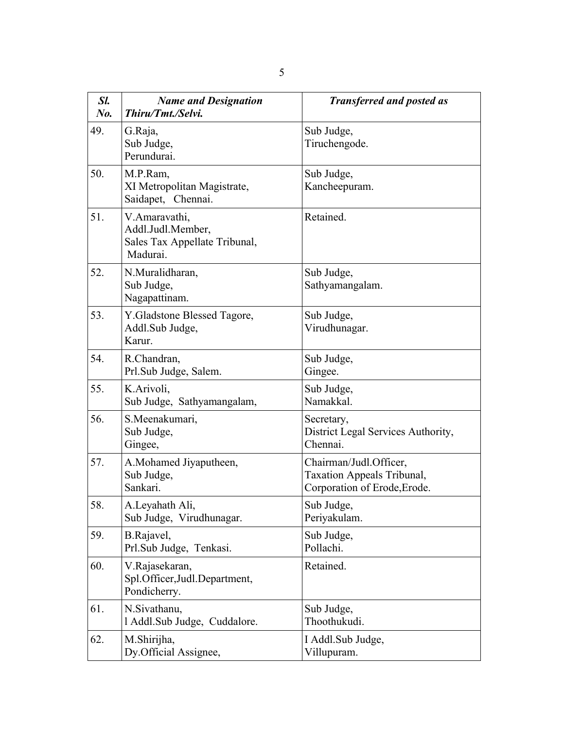| *Sl. No.* | *Name and Designation Thiru/Tmt./Selvi.* | *Transferred and posted as* |
|---|---|---|
| 49. | G.Raja, Sub Judge, Perundurai. | Sub Judge, Tiruchengode. |
| 50. | M.P.Ram, XI Metropolitan Magistrate, Saidapet, Chennai. | Sub Judge, Kancheepuram. |
| 51. | V.Amaravathi, Addl.Judl.Member, Sales Tax Appellate Tribunal, Madurai. | Retained. |
| 52. | N.Muralidharan, Sub Judge, Nagapattinam. | Sub Judge, Sathyamangalam. |
| 53. | Y.Gladstone Blessed Tagore, Addl.Sub Judge, Karur. | Sub Judge, Virudhunagar. |
| 54. | R.Chandran, Prl.Sub Judge, Salem. | Sub Judge, Gingee. |
| 55. | K.Arivoli, Sub Judge, Sathyamangalam, | Sub Judge, Namakkal. |
| 56. | S.Meenakumari, Sub Judge, Gingee, | Secretary, District Legal Services Authority, Chennai. |
| 57. | A.Mohamed Jiyaputheen, Sub Judge, Sankari. | Chairman/Judl.Officer, Taxation Appeals Tribunal, Corporation of Erode,Erode. |
| 58. | A.Leyahath Ali, Sub Judge, Virudhunagar. | Sub Judge, Periyakulam. |
| 59. | B.Rajavel, Prl.Sub Judge, Tenkasi. | Sub Judge, Pollachi. |
| 60. | V.Rajasekaran, Spl.Officer,Judl.Department, Pondicherry. | Retained. |
| 61. | N.Sivathanu, l Addl.Sub Judge, Cuddalore. | Sub Judge, Thoothukudi. |
| 62. | M.Shirijha, Dy.Official Assignee, | I Addl.Sub Judge, Villupuram. |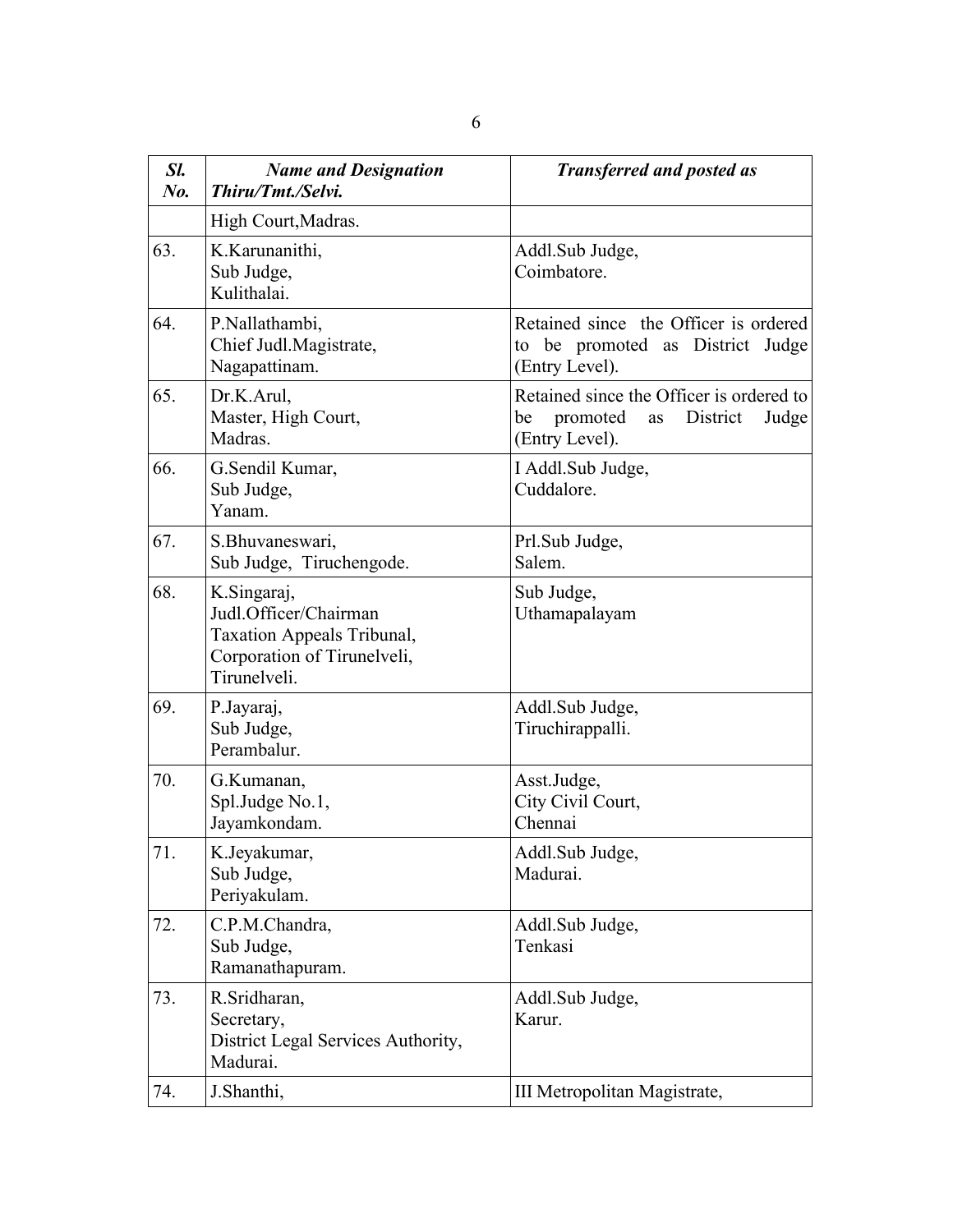| *Sl. No.* | *Name and Designation Thiru/Tmt./Selvi.* | *Transferred and posted as* |
|---|---|---|
| | High Court,Madras. | |
| 63. | K.Karunanithi, Sub Judge, Kulithalai. | Addl.Sub Judge, Coimbatore. |
| 64. | P.Nallathambi, Chief Judl.Magistrate, Nagapattinam. | Retained since the Officer is ordered to be promoted as District Judge (Entry Level). |
| 65. | Dr.K.Arul, Master, High Court, Madras. | Retained since the Officer is ordered to be promoted as District Judge (Entry Level). |
| 66. | G.Sendil Kumar, Sub Judge, Yanam. | I Addl.Sub Judge, Cuddalore. |
| 67. | S.Bhuvaneswari, Sub Judge, Tiruchengode. | Prl.Sub Judge, Salem. |
| 68. | K.Singaraj, Judl.Officer/Chairman Taxation Appeals Tribunal, Corporation of Tirunelveli, Tirunelveli. | Sub Judge, Uthamapalayam |
| 69. | P.Jayaraj, Sub Judge, Perambalur. | Addl.Sub Judge, Tiruchirappalli. |
| 70. | G.Kumanan, Spl.Judge No.1, Jayamkondam. | Asst.Judge, City Civil Court, Chennai |
| 71. | K.Jeyakumar, Sub Judge, Periyakulam. | Addl.Sub Judge, Madurai. |
| 72. | C.P.M.Chandra, Sub Judge, Ramanathapuram. | Addl.Sub Judge, Tenkasi |
| 73. | R.Sridharan, Secretary, District Legal Services Authority, Madurai. | Addl.Sub Judge, Karur. |
| 74. | J.Shanthi, | III Metropolitan Magistrate, |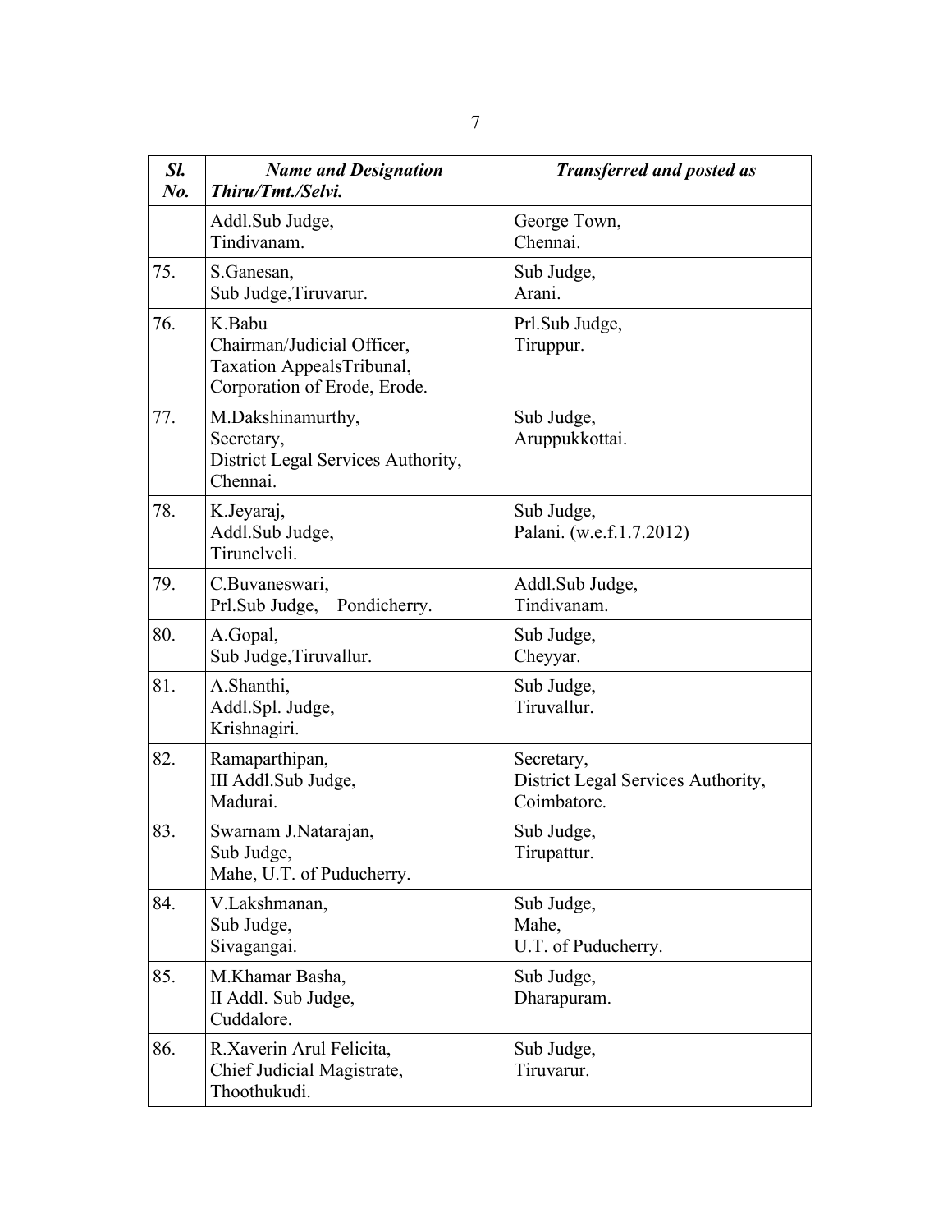| *Sl. No.* | *Name and Designation Thiru/Tmt./Selvi.* | *Transferred and posted as* |
|---|---|---|
| | Addl.Sub Judge, Tindivanam. | George Town, Chennai. |
| 75. | S.Ganesan, Sub Judge,Tiruvarur. | Sub Judge, Arani. |
| 76. | K.Babu Chairman/Judicial Officer, Taxation AppealsTribunal, Corporation of Erode, Erode. | Prl.Sub Judge, Tiruppur. |
| 77. | M.Dakshinamurthy, Secretary, District Legal Services Authority, Chennai. | Sub Judge, Aruppukkottai. |
| 78. | K.Jeyaraj, Addl.Sub Judge, Tirunelveli. | Sub Judge, Palani. (w.e.f.1.7.2012) |
| 79. | C.Buvaneswari, Prl.Sub Judge, Pondicherry. | Addl.Sub Judge, Tindivanam. |
| 80. | A.Gopal, Sub Judge,Tiruvallur. | Sub Judge, Cheyyar. |
| 81. | A.Shanthi, Addl.Spl. Judge, Krishnagiri. | Sub Judge, Tiruvallur. |
| 82. | Ramaparthipan, III Addl.Sub Judge, Madurai. | Secretary, District Legal Services Authority, Coimbatore. |
| 83. | Swarnam J.Natarajan, Sub Judge, Mahe, U.T. of Puducherry. | Sub Judge, Tirupattur. |
| 84. | V.Lakshmanan, Sub Judge, Sivagangai. | Sub Judge, Mahe, U.T. of Puducherry. |
| 85. | M.Khamar Basha, II Addl. Sub Judge, Cuddalore. | Sub Judge, Dharapuram. |
| 86. | R.Xaverin Arul Felicita, Chief Judicial Magistrate, Thoothukudi. | Sub Judge, Tiruvarur. |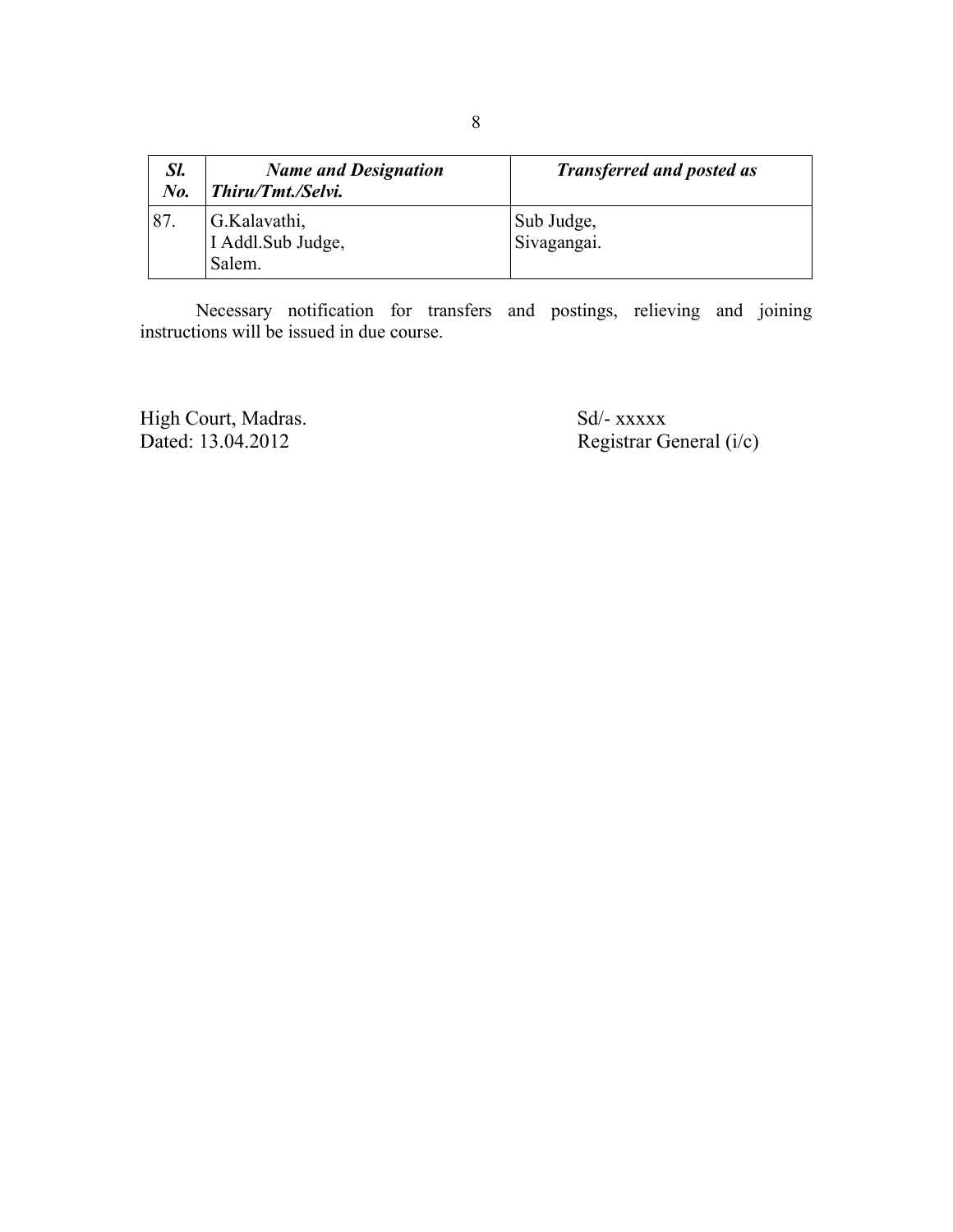| ***Sl. No.*** | ***Name and Designation Thiru/Tmt./Selvi.*** | ***Transferred and posted as*** |
|---|---|---|
| 87. | G.Kalavathi, I Addl.Sub Judge, Salem. | Sub Judge, Sivagangai. |

Necessary notification for transfers and postings, relieving and joining instructions will be issued in due course.

High Court, Madras.
Dated: 13.04.2012

Sd/- xxxxx
Registrar General (i/c)